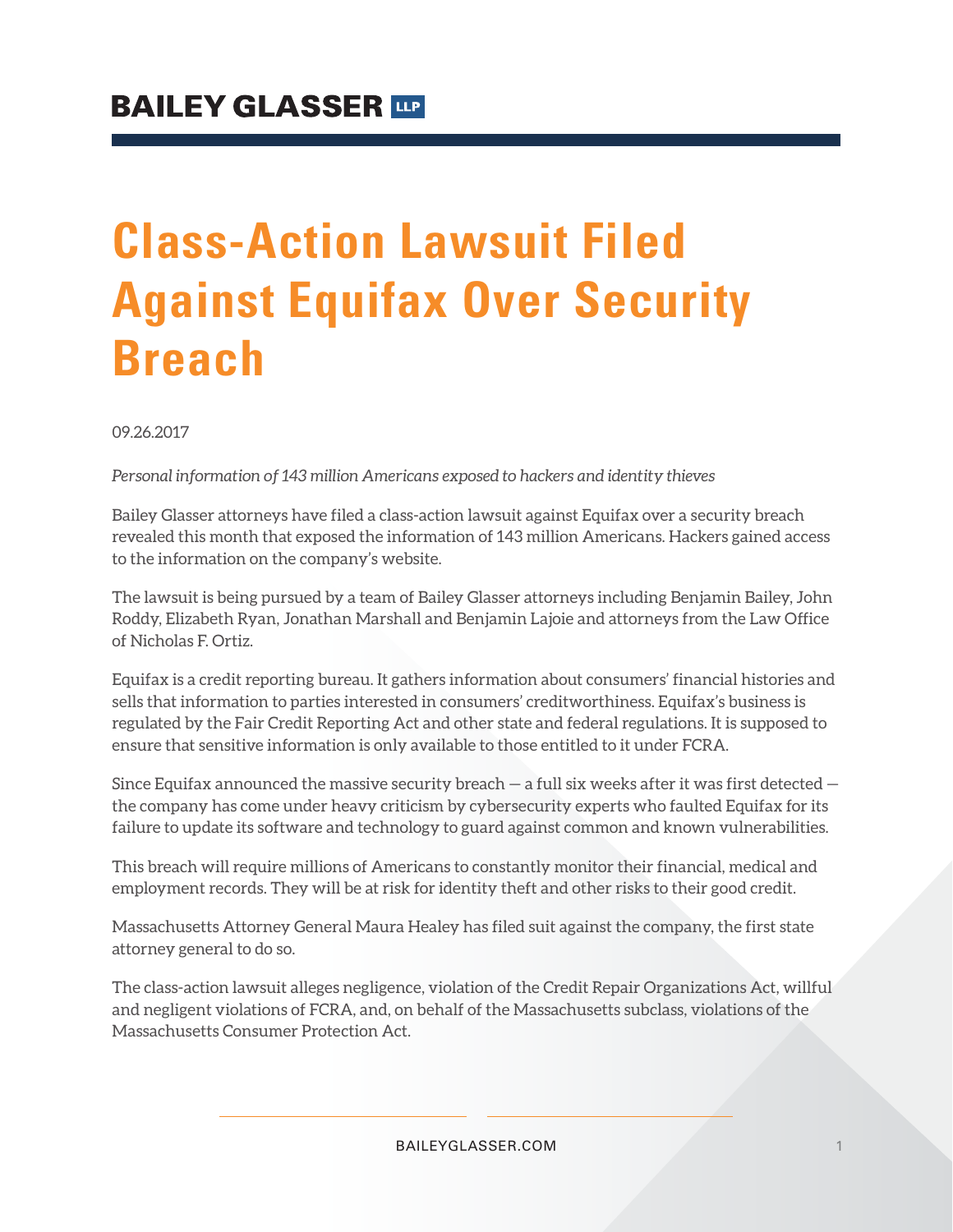# Class-Action Lawsuit Filed Against Equifax Over Security Breach

09.26.2017

*Personal information of 143 million Americans exposed to hackers and identity thieves*

Bailey Glasser attorneys have filed a class-action lawsuit against Equifax over a security breach revealed this month that exposed the information of 143 million Americans. Hackers gained access to the information on the company's website.

The lawsuit is being pursued by a team of Bailey Glasser attorneys including Benjamin Bailey, John Roddy, Elizabeth Ryan, Jonathan Marshall and Benjamin Lajoie and attorneys from the Law Office of Nicholas F. Ortiz.

Equifax is a credit reporting bureau. It gathers information about consumers' financial histories and sells that information to parties interested in consumers' creditworthiness. Equifax's business is regulated by the Fair Credit Reporting Act and other state and federal regulations. It is supposed to ensure that sensitive information is only available to those entitled to it under FCRA.

Since Equifax announced the massive security breach — a full six weeks after it was first detected — the company has come under heavy criticism by cybersecurity experts who faulted Equifax for its failure to update its software and technology to guard against common and known vulnerabilities.

This breach will require millions of Americans to constantly monitor their financial, medical and employment records. They will be at risk for identity theft and other risks to their good credit.

Massachusetts Attorney General Maura Healey has filed suit against the company, the first state attorney general to do so.

The class-action lawsuit alleges negligence, violation of the Credit Repair Organizations Act, willful and negligent violations of FCRA, and, on behalf of the Massachusetts subclass, violations of the Massachusetts Consumer Protection Act.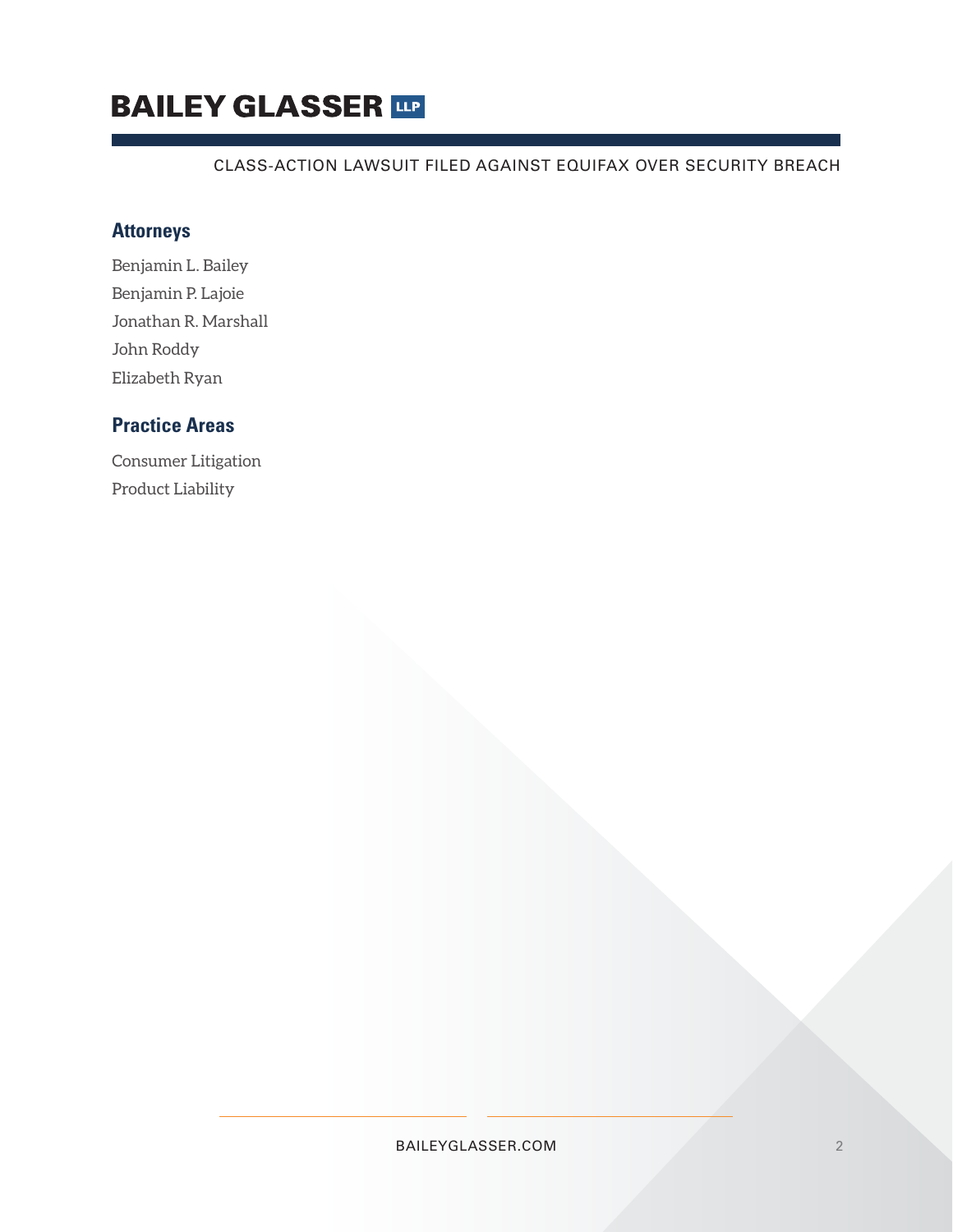## Attorneys

Benjamin L. Bailey
Benjamin P. Lajoie
Jonathan R. Marshall
John Roddy
Elizabeth Ryan

## Practice Areas

Consumer Litigation
Product Liability